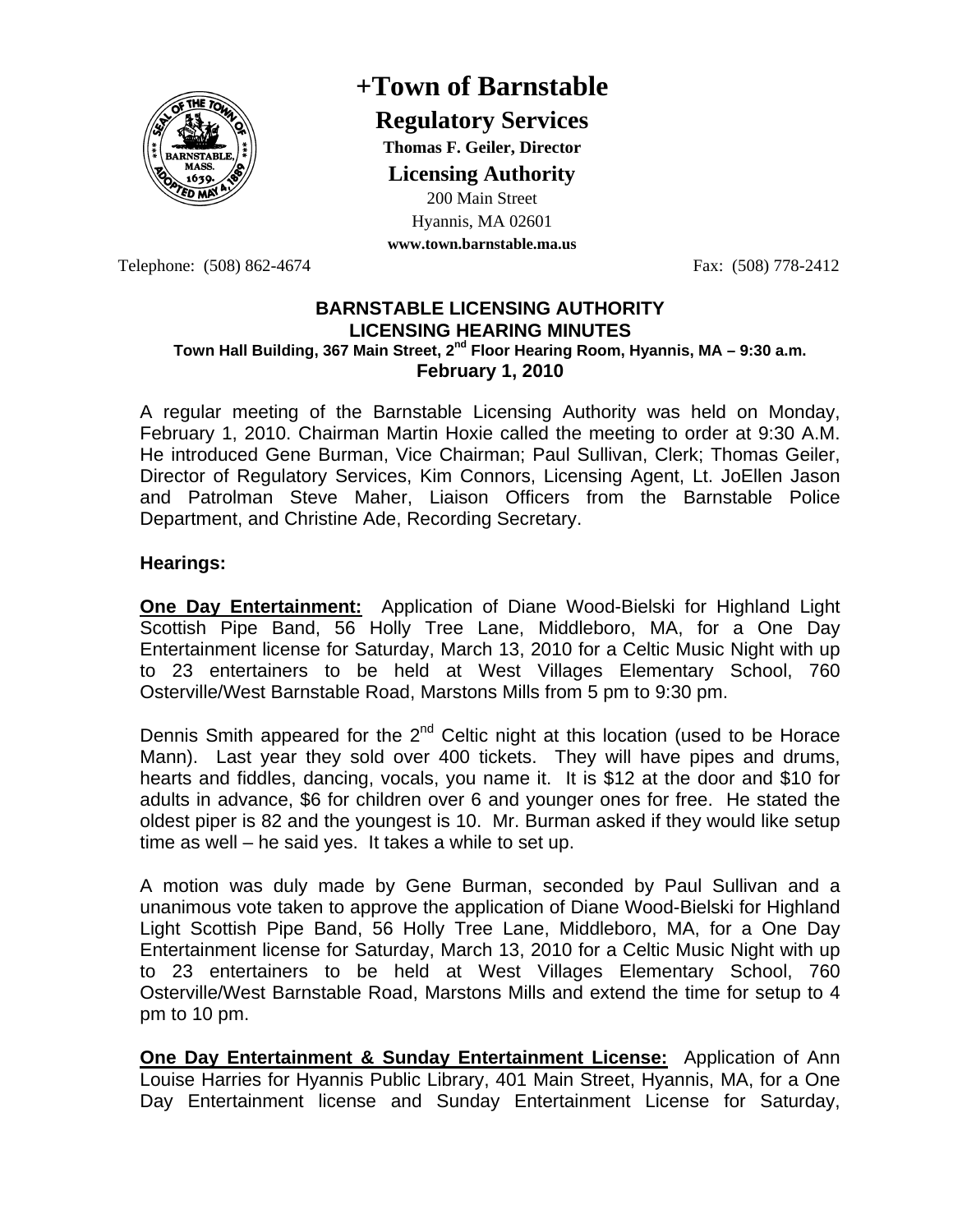# +Town of Barnstable

## Regulatory Services

**Thomas F. Geiler, Director**

**Licensing Authority**

200 Main Street
Hyannis, MA 02601
**www.town.barnstable.ma.us**

Telephone: (508) 862-4674 Fax: (508) 778-2412

**BARNSTABLE LICENSING AUTHORITY**
**LICENSING HEARING MINUTES**
**Town Hall Building, 367 Main Street, 2nd Floor Hearing Room, Hyannis, MA – 9:30 a.m.**
**February 1, 2010**

A regular meeting of the Barnstable Licensing Authority was held on Monday, February 1, 2010. Chairman Martin Hoxie called the meeting to order at 9:30 A.M. He introduced Gene Burman, Vice Chairman; Paul Sullivan, Clerk; Thomas Geiler, Director of Regulatory Services, Kim Connors, Licensing Agent, Lt. JoEllen Jason and Patrolman Steve Maher, Liaison Officers from the Barnstable Police Department, and Christine Ade, Recording Secretary.

### Hearings:

**One Day Entertainment:** Application of Diane Wood-Bielski for Highland Light Scottish Pipe Band, 56 Holly Tree Lane, Middleboro, MA, for a One Day Entertainment license for Saturday, March 13, 2010 for a Celtic Music Night with up to 23 entertainers to be held at West Villages Elementary School, 760 Osterville/West Barnstable Road, Marstons Mills from 5 pm to 9:30 pm.

Dennis Smith appeared for the 2nd Celtic night at this location (used to be Horace Mann). Last year they sold over 400 tickets. They will have pipes and drums, hearts and fiddles, dancing, vocals, you name it. It is $12 at the door and $10 for adults in advance, $6 for children over 6 and younger ones for free. He stated the oldest piper is 82 and the youngest is 10. Mr. Burman asked if they would like setup time as well – he said yes. It takes a while to set up.

A motion was duly made by Gene Burman, seconded by Paul Sullivan and a unanimous vote taken to approve the application of Diane Wood-Bielski for Highland Light Scottish Pipe Band, 56 Holly Tree Lane, Middleboro, MA, for a One Day Entertainment license for Saturday, March 13, 2010 for a Celtic Music Night with up to 23 entertainers to be held at West Villages Elementary School, 760 Osterville/West Barnstable Road, Marstons Mills and extend the time for setup to 4 pm to 10 pm.

**One Day Entertainment & Sunday Entertainment License:** Application of Ann Louise Harries for Hyannis Public Library, 401 Main Street, Hyannis, MA, for a One Day Entertainment license and Sunday Entertainment License for Saturday,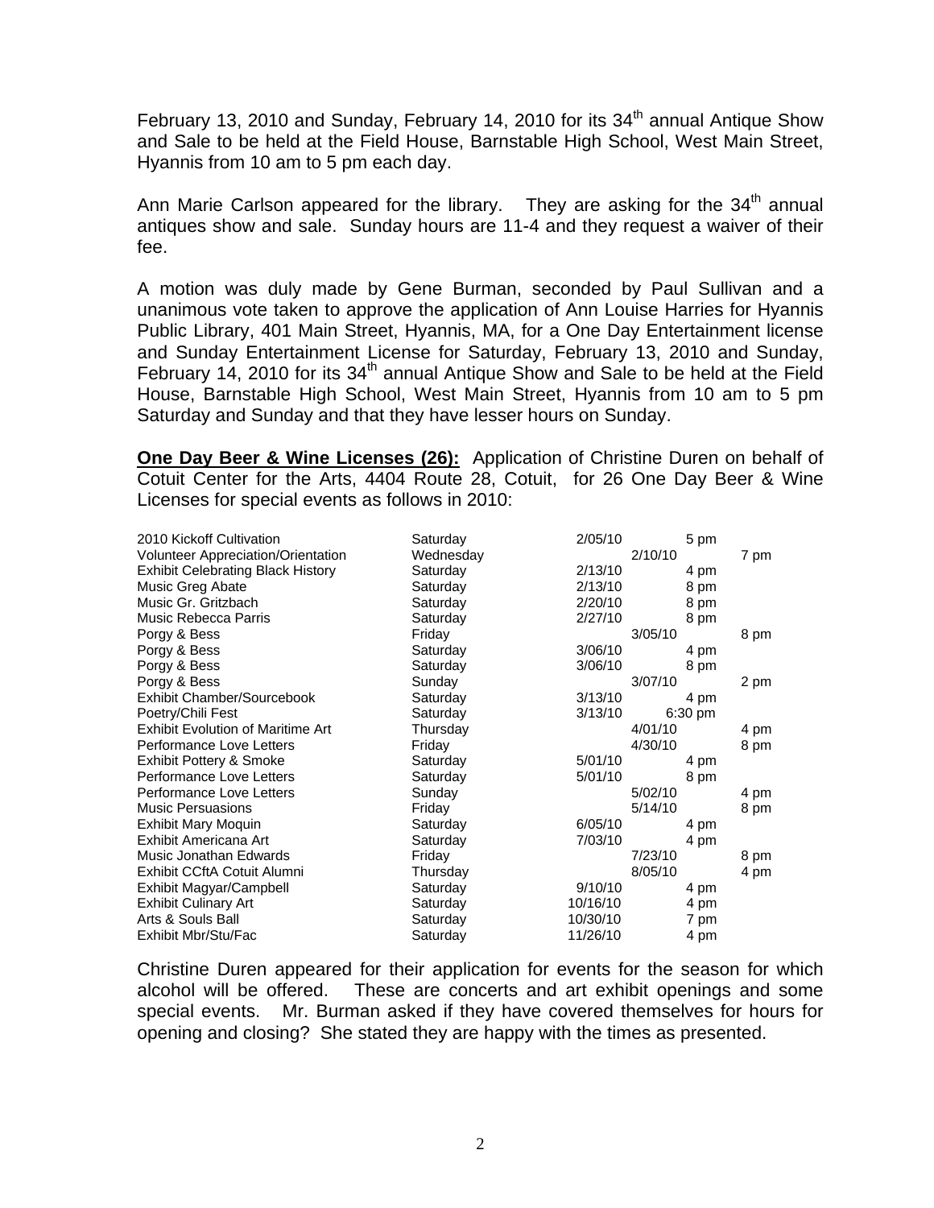February 13, 2010 and Sunday, February 14, 2010 for its 34th annual Antique Show and Sale to be held at the Field House, Barnstable High School, West Main Street, Hyannis from 10 am to 5 pm each day.

Ann Marie Carlson appeared for the library. They are asking for the 34th annual antiques show and sale. Sunday hours are 11-4 and they request a waiver of their fee.

A motion was duly made by Gene Burman, seconded by Paul Sullivan and a unanimous vote taken to approve the application of Ann Louise Harries for Hyannis Public Library, 401 Main Street, Hyannis, MA, for a One Day Entertainment license and Sunday Entertainment License for Saturday, February 13, 2010 and Sunday, February 14, 2010 for its 34th annual Antique Show and Sale to be held at the Field House, Barnstable High School, West Main Street, Hyannis from 10 am to 5 pm Saturday and Sunday and that they have lesser hours on Sunday.

**One Day Beer & Wine Licenses (26):** Application of Christine Duren on behalf of Cotuit Center for the Arts, 4404 Route 28, Cotuit, for 26 One Day Beer & Wine Licenses for special events as follows in 2010:

| Event | Day | Date | Time |
|---|---|---|---|
| 2010 Kickoff Cultivation | Saturday | 2/05/10 | 5 pm |
| Volunteer Appreciation/Orientation | Wednesday | 2/10/10 | 7 pm |
| Exhibit Celebrating Black History | Saturday | 2/13/10 | 4 pm |
| Music Greg Abate | Saturday | 2/13/10 | 8 pm |
| Music Gr. Gritzbach | Saturday | 2/20/10 | 8 pm |
| Music Rebecca Parris | Saturday | 2/27/10 | 8 pm |
| Porgy & Bess | Friday | 3/05/10 | 8 pm |
| Porgy & Bess | Saturday | 3/06/10 | 4 pm |
| Porgy & Bess | Saturday | 3/06/10 | 8 pm |
| Porgy & Bess | Sunday | 3/07/10 | 2 pm |
| Exhibit Chamber/Sourcebook | Saturday | 3/13/10 | 4 pm |
| Poetry/Chili Fest | Saturday | 3/13/10 | 6:30 pm |
| Exhibit Evolution of Maritime Art | Thursday | 4/01/10 | 4 pm |
| Performance Love Letters | Friday | 4/30/10 | 8 pm |
| Exhibit Pottery & Smoke | Saturday | 5/01/10 | 4 pm |
| Performance Love Letters | Saturday | 5/01/10 | 8 pm |
| Performance Love Letters | Sunday | 5/02/10 | 4 pm |
| Music Persuasions | Friday | 5/14/10 | 8 pm |
| Exhibit Mary Moquin | Saturday | 6/05/10 | 4 pm |
| Exhibit Americana Art | Saturday | 7/03/10 | 4 pm |
| Music Jonathan Edwards | Friday | 7/23/10 | 8 pm |
| Exhibit CCftA Cotuit Alumni | Thursday | 8/05/10 | 4 pm |
| Exhibit Magyar/Campbell | Saturday | 9/10/10 | 4 pm |
| Exhibit Culinary Art | Saturday | 10/16/10 | 4 pm |
| Arts & Souls Ball | Saturday | 10/30/10 | 7 pm |
| Exhibit Mbr/Stu/Fac | Saturday | 11/26/10 | 4 pm |

Christine Duren appeared for their application for events for the season for which alcohol will be offered. These are concerts and art exhibit openings and some special events. Mr. Burman asked if they have covered themselves for hours for opening and closing? She stated they are happy with the times as presented.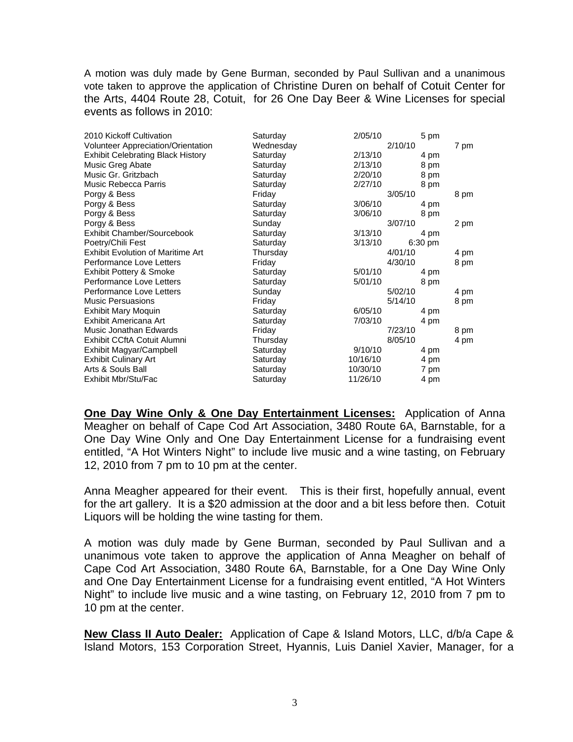A motion was duly made by Gene Burman, seconded by Paul Sullivan and a unanimous vote taken to approve the application of Christine Duren on behalf of Cotuit Center for the Arts, 4404 Route 28, Cotuit, for 26 One Day Beer & Wine Licenses for special events as follows in 2010:

| Event | Day | Date | Time |
|---|---|---|---|
| 2010 Kickoff Cultivation | Saturday | 2/05/10 | 5 pm |
| Volunteer Appreciation/Orientation | Wednesday | 2/10/10 | 7 pm |
| Exhibit Celebrating Black History | Saturday | 2/13/10 | 4 pm |
| Music Greg Abate | Saturday | 2/13/10 | 8 pm |
| Music Gr. Gritzbach | Saturday | 2/20/10 | 8 pm |
| Music Rebecca Parris | Saturday | 2/27/10 | 8 pm |
| Porgy & Bess | Friday | 3/05/10 | 8 pm |
| Porgy & Bess | Saturday | 3/06/10 | 4 pm |
| Porgy & Bess | Saturday | 3/06/10 | 8 pm |
| Porgy & Bess | Sunday | 3/07/10 | 2 pm |
| Exhibit Chamber/Sourcebook | Saturday | 3/13/10 | 4 pm |
| Poetry/Chili Fest | Saturday | 3/13/10 | 6:30 pm |
| Exhibit Evolution of Maritime Art | Thursday | 4/01/10 | 4 pm |
| Performance Love Letters | Friday | 4/30/10 | 8 pm |
| Exhibit Pottery & Smoke | Saturday | 5/01/10 | 4 pm |
| Performance Love Letters | Saturday | 5/01/10 | 8 pm |
| Performance Love Letters | Sunday | 5/02/10 | 4 pm |
| Music Persuasions | Friday | 5/14/10 | 8 pm |
| Exhibit Mary Moquin | Saturday | 6/05/10 | 4 pm |
| Exhibit Americana Art | Saturday | 7/03/10 | 4 pm |
| Music Jonathan Edwards | Friday | 7/23/10 | 8 pm |
| Exhibit CCftA Cotuit Alumni | Thursday | 8/05/10 | 4 pm |
| Exhibit Magyar/Campbell | Saturday | 9/10/10 | 4 pm |
| Exhibit Culinary Art | Saturday | 10/16/10 | 4 pm |
| Arts & Souls Ball | Saturday | 10/30/10 | 7 pm |
| Exhibit Mbr/Stu/Fac | Saturday | 11/26/10 | 4 pm |

**One Day Wine Only & One Day Entertainment Licenses:** Application of Anna Meagher on behalf of Cape Cod Art Association, 3480 Route 6A, Barnstable, for a One Day Wine Only and One Day Entertainment License for a fundraising event entitled, "A Hot Winters Night" to include live music and a wine tasting, on February 12, 2010 from 7 pm to 10 pm at the center.

Anna Meagher appeared for their event. This is their first, hopefully annual, event for the art gallery. It is a $20 admission at the door and a bit less before then. Cotuit Liquors will be holding the wine tasting for them.

A motion was duly made by Gene Burman, seconded by Paul Sullivan and a unanimous vote taken to approve the application of Anna Meagher on behalf of Cape Cod Art Association, 3480 Route 6A, Barnstable, for a One Day Wine Only and One Day Entertainment License for a fundraising event entitled, "A Hot Winters Night" to include live music and a wine tasting, on February 12, 2010 from 7 pm to 10 pm at the center.

**New Class II Auto Dealer:** Application of Cape & Island Motors, LLC, d/b/a Cape & Island Motors, 153 Corporation Street, Hyannis, Luis Daniel Xavier, Manager, for a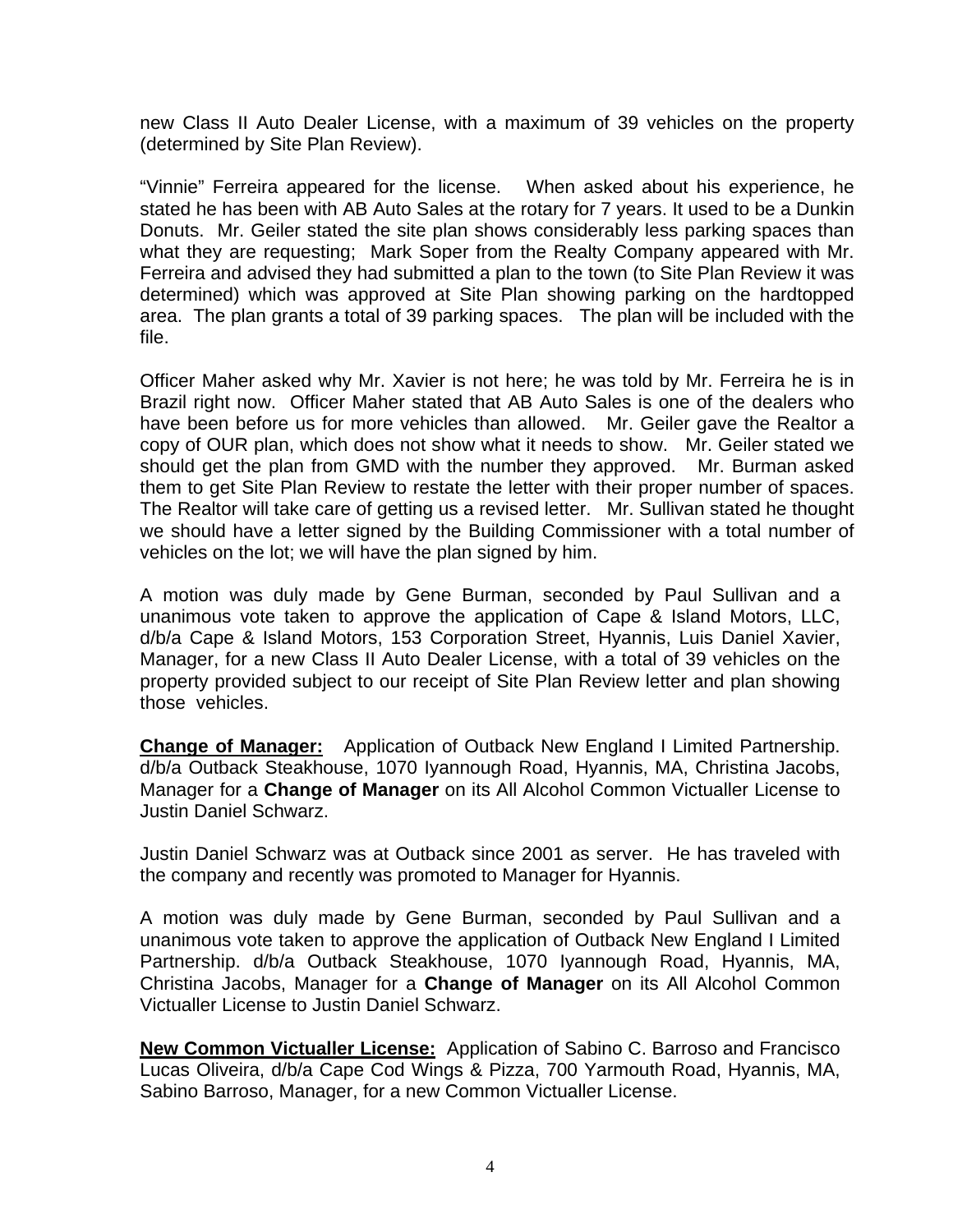new Class II Auto Dealer License, with a maximum of 39 vehicles on the property (determined by Site Plan Review).

“Vinnie” Ferreira appeared for the license. When asked about his experience, he stated he has been with AB Auto Sales at the rotary for 7 years. It used to be a Dunkin Donuts. Mr. Geiler stated the site plan shows considerably less parking spaces than what they are requesting; Mark Soper from the Realty Company appeared with Mr. Ferreira and advised they had submitted a plan to the town (to Site Plan Review it was determined) which was approved at Site Plan showing parking on the hardtopped area. The plan grants a total of 39 parking spaces. The plan will be included with the file.

Officer Maher asked why Mr. Xavier is not here; he was told by Mr. Ferreira he is in Brazil right now. Officer Maher stated that AB Auto Sales is one of the dealers who have been before us for more vehicles than allowed. Mr. Geiler gave the Realtor a copy of OUR plan, which does not show what it needs to show. Mr. Geiler stated we should get the plan from GMD with the number they approved. Mr. Burman asked them to get Site Plan Review to restate the letter with their proper number of spaces. The Realtor will take care of getting us a revised letter. Mr. Sullivan stated he thought we should have a letter signed by the Building Commissioner with a total number of vehicles on the lot; we will have the plan signed by him.

A motion was duly made by Gene Burman, seconded by Paul Sullivan and a unanimous vote taken to approve the application of Cape & Island Motors, LLC, d/b/a Cape & Island Motors, 153 Corporation Street, Hyannis, Luis Daniel Xavier, Manager, for a new Class II Auto Dealer License, with a total of 39 vehicles on the property provided subject to our receipt of Site Plan Review letter and plan showing those vehicles.

**Change of Manager:** Application of Outback New England I Limited Partnership. d/b/a Outback Steakhouse, 1070 Iyannough Road, Hyannis, MA, Christina Jacobs, Manager for a **Change of Manager** on its All Alcohol Common Victualler License to Justin Daniel Schwarz.

Justin Daniel Schwarz was at Outback since 2001 as server. He has traveled with the company and recently was promoted to Manager for Hyannis.

A motion was duly made by Gene Burman, seconded by Paul Sullivan and a unanimous vote taken to approve the application of Outback New England I Limited Partnership. d/b/a Outback Steakhouse, 1070 Iyannough Road, Hyannis, MA, Christina Jacobs, Manager for a **Change of Manager** on its All Alcohol Common Victualler License to Justin Daniel Schwarz.

**New Common Victualler License:** Application of Sabino C. Barroso and Francisco Lucas Oliveira, d/b/a Cape Cod Wings & Pizza, 700 Yarmouth Road, Hyannis, MA, Sabino Barroso, Manager, for a new Common Victualler License.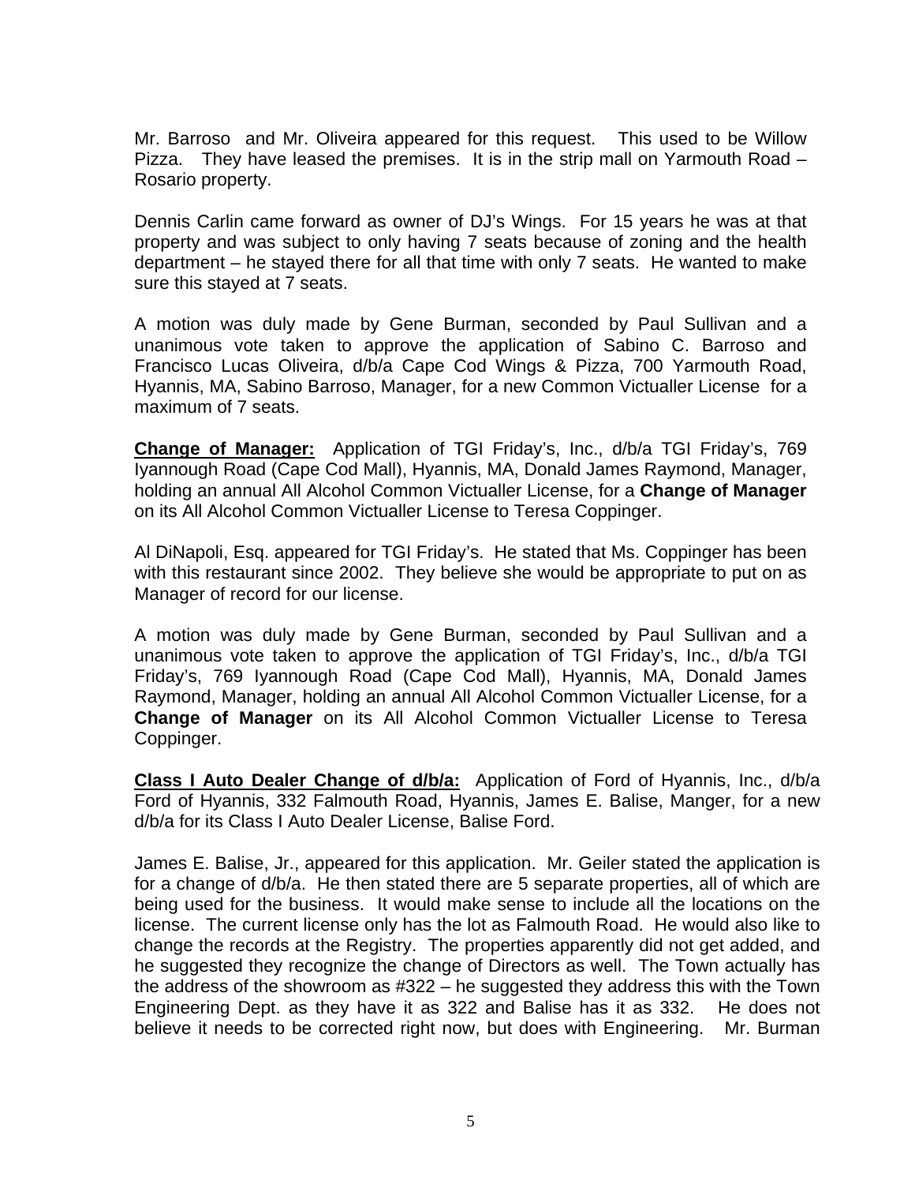Mr. Barroso and Mr. Oliveira appeared for this request. This used to be Willow Pizza. They have leased the premises. It is in the strip mall on Yarmouth Road – Rosario property.

Dennis Carlin came forward as owner of DJ's Wings. For 15 years he was at that property and was subject to only having 7 seats because of zoning and the health department – he stayed there for all that time with only 7 seats. He wanted to make sure this stayed at 7 seats.

A motion was duly made by Gene Burman, seconded by Paul Sullivan and a unanimous vote taken to approve the application of Sabino C. Barroso and Francisco Lucas Oliveira, d/b/a Cape Cod Wings & Pizza, 700 Yarmouth Road, Hyannis, MA, Sabino Barroso, Manager, for a new Common Victualler License for a maximum of 7 seats.

**Change of Manager:** Application of TGI Friday's, Inc., d/b/a TGI Friday's, 769 Iyannough Road (Cape Cod Mall), Hyannis, MA, Donald James Raymond, Manager, holding an annual All Alcohol Common Victualler License, for a **Change of Manager** on its All Alcohol Common Victualler License to Teresa Coppinger.

Al DiNapoli, Esq. appeared for TGI Friday's. He stated that Ms. Coppinger has been with this restaurant since 2002. They believe she would be appropriate to put on as Manager of record for our license.

A motion was duly made by Gene Burman, seconded by Paul Sullivan and a unanimous vote taken to approve the application of TGI Friday's, Inc., d/b/a TGI Friday's, 769 Iyannough Road (Cape Cod Mall), Hyannis, MA, Donald James Raymond, Manager, holding an annual All Alcohol Common Victualler License, for a **Change of Manager** on its All Alcohol Common Victualler License to Teresa Coppinger.

**Class I Auto Dealer Change of d/b/a:** Application of Ford of Hyannis, Inc., d/b/a Ford of Hyannis, 332 Falmouth Road, Hyannis, James E. Balise, Manger, for a new d/b/a for its Class I Auto Dealer License, Balise Ford.

James E. Balise, Jr., appeared for this application. Mr. Geiler stated the application is for a change of d/b/a. He then stated there are 5 separate properties, all of which are being used for the business. It would make sense to include all the locations on the license. The current license only has the lot as Falmouth Road. He would also like to change the records at the Registry. The properties apparently did not get added, and he suggested they recognize the change of Directors as well. The Town actually has the address of the showroom as #322 – he suggested they address this with the Town Engineering Dept. as they have it as 322 and Balise has it as 332. He does not believe it needs to be corrected right now, but does with Engineering. Mr. Burman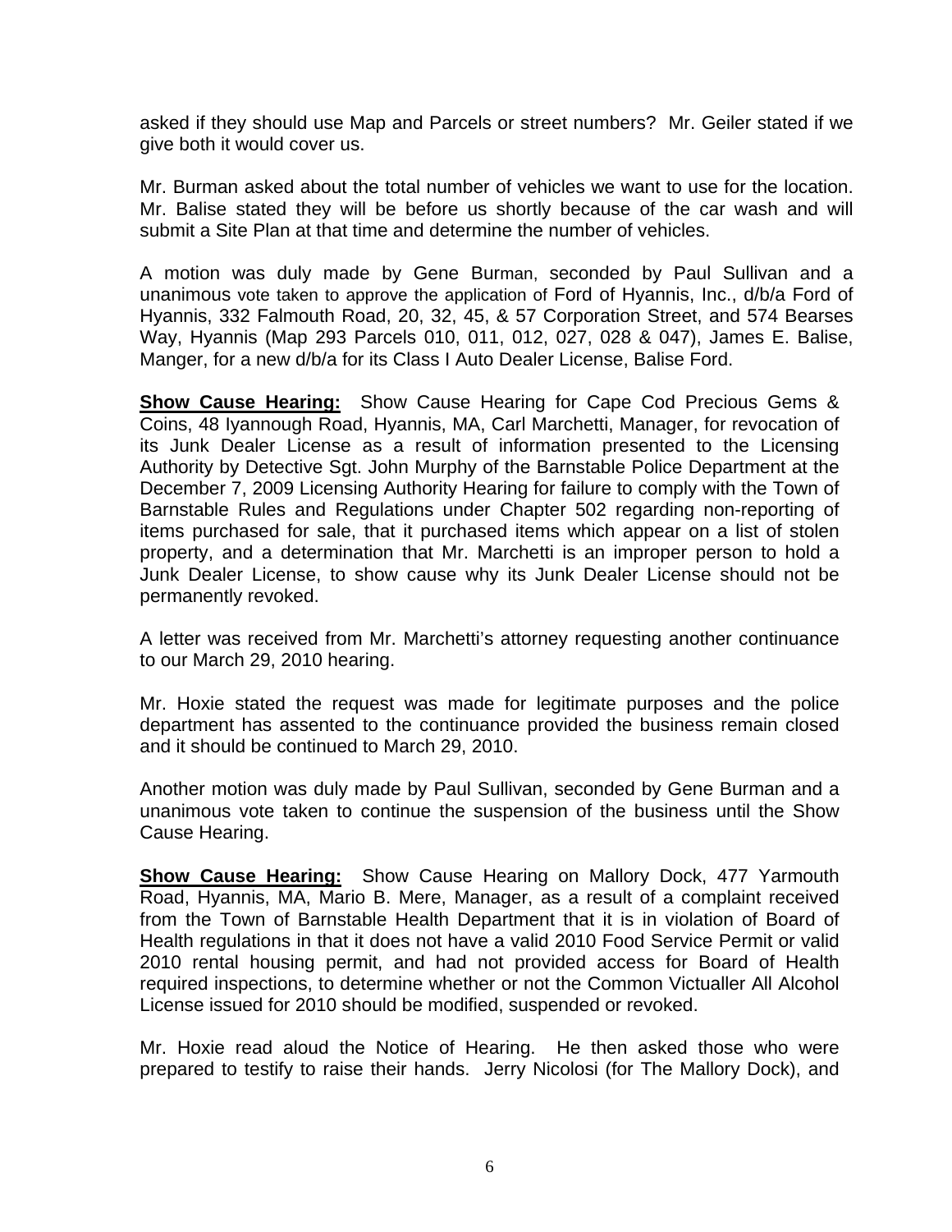asked if they should use Map and Parcels or street numbers? Mr. Geiler stated if we give both it would cover us.

Mr. Burman asked about the total number of vehicles we want to use for the location. Mr. Balise stated they will be before us shortly because of the car wash and will submit a Site Plan at that time and determine the number of vehicles.

A motion was duly made by Gene Burman, seconded by Paul Sullivan and a unanimous vote taken to approve the application of Ford of Hyannis, Inc., d/b/a Ford of Hyannis, 332 Falmouth Road, 20, 32, 45, & 57 Corporation Street, and 574 Bearses Way, Hyannis (Map 293 Parcels 010, 011, 012, 027, 028 & 047), James E. Balise, Manger, for a new d/b/a for its Class I Auto Dealer License, Balise Ford.

**Show Cause Hearing:** Show Cause Hearing for Cape Cod Precious Gems & Coins, 48 Iyannough Road, Hyannis, MA, Carl Marchetti, Manager, for revocation of its Junk Dealer License as a result of information presented to the Licensing Authority by Detective Sgt. John Murphy of the Barnstable Police Department at the December 7, 2009 Licensing Authority Hearing for failure to comply with the Town of Barnstable Rules and Regulations under Chapter 502 regarding non-reporting of items purchased for sale, that it purchased items which appear on a list of stolen property, and a determination that Mr. Marchetti is an improper person to hold a Junk Dealer License, to show cause why its Junk Dealer License should not be permanently revoked.

A letter was received from Mr. Marchetti's attorney requesting another continuance to our March 29, 2010 hearing.

Mr. Hoxie stated the request was made for legitimate purposes and the police department has assented to the continuance provided the business remain closed and it should be continued to March 29, 2010.

Another motion was duly made by Paul Sullivan, seconded by Gene Burman and a unanimous vote taken to continue the suspension of the business until the Show Cause Hearing.

**Show Cause Hearing:** Show Cause Hearing on Mallory Dock, 477 Yarmouth Road, Hyannis, MA, Mario B. Mere, Manager, as a result of a complaint received from the Town of Barnstable Health Department that it is in violation of Board of Health regulations in that it does not have a valid 2010 Food Service Permit or valid 2010 rental housing permit, and had not provided access for Board of Health required inspections, to determine whether or not the Common Victualler All Alcohol License issued for 2010 should be modified, suspended or revoked.

Mr. Hoxie read aloud the Notice of Hearing. He then asked those who were prepared to testify to raise their hands. Jerry Nicolosi (for The Mallory Dock), and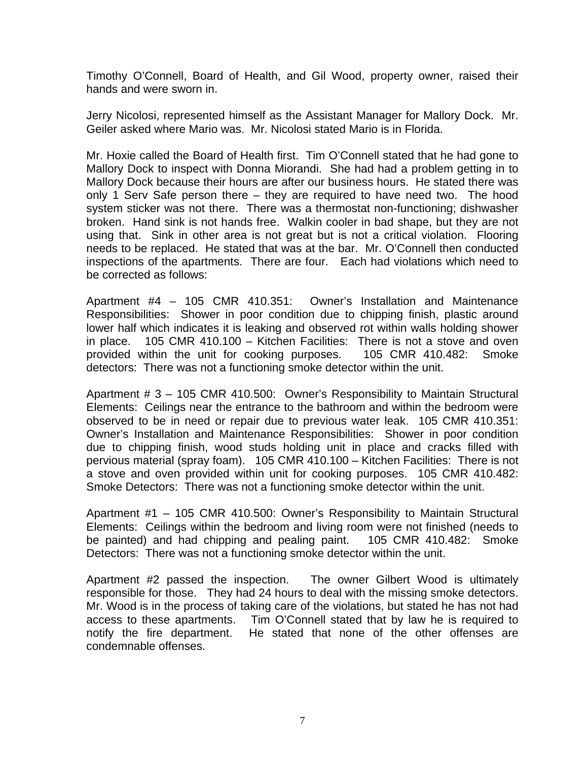Timothy O'Connell, Board of Health, and Gil Wood, property owner, raised their hands and were sworn in.

Jerry Nicolosi, represented himself as the Assistant Manager for Mallory Dock. Mr. Geiler asked where Mario was. Mr. Nicolosi stated Mario is in Florida.

Mr. Hoxie called the Board of Health first. Tim O'Connell stated that he had gone to Mallory Dock to inspect with Donna Miorandi. She had had a problem getting in to Mallory Dock because their hours are after our business hours. He stated there was only 1 Serv Safe person there – they are required to have need two. The hood system sticker was not there. There was a thermostat non-functioning; dishwasher broken. Hand sink is not hands free. Walkin cooler in bad shape, but they are not using that. Sink in other area is not great but is not a critical violation. Flooring needs to be replaced. He stated that was at the bar. Mr. O'Connell then conducted inspections of the apartments. There are four. Each had violations which need to be corrected as follows:

Apartment #4 – 105 CMR 410.351: Owner's Installation and Maintenance Responsibilities: Shower in poor condition due to chipping finish, plastic around lower half which indicates it is leaking and observed rot within walls holding shower in place. 105 CMR 410.100 – Kitchen Facilities: There is not a stove and oven provided within the unit for cooking purposes. 105 CMR 410.482: Smoke detectors: There was not a functioning smoke detector within the unit.

Apartment # 3 – 105 CMR 410.500: Owner's Responsibility to Maintain Structural Elements: Ceilings near the entrance to the bathroom and within the bedroom were observed to be in need or repair due to previous water leak. 105 CMR 410.351: Owner's Installation and Maintenance Responsibilities: Shower in poor condition due to chipping finish, wood studs holding unit in place and cracks filled with pervious material (spray foam). 105 CMR 410.100 – Kitchen Facilities: There is not a stove and oven provided within unit for cooking purposes. 105 CMR 410.482: Smoke Detectors: There was not a functioning smoke detector within the unit.

Apartment #1 – 105 CMR 410.500: Owner's Responsibility to Maintain Structural Elements: Ceilings within the bedroom and living room were not finished (needs to be painted) and had chipping and pealing paint. 105 CMR 410.482: Smoke Detectors: There was not a functioning smoke detector within the unit.

Apartment #2 passed the inspection. The owner Gilbert Wood is ultimately responsible for those. They had 24 hours to deal with the missing smoke detectors. Mr. Wood is in the process of taking care of the violations, but stated he has not had access to these apartments. Tim O'Connell stated that by law he is required to notify the fire department. He stated that none of the other offenses are condemnable offenses.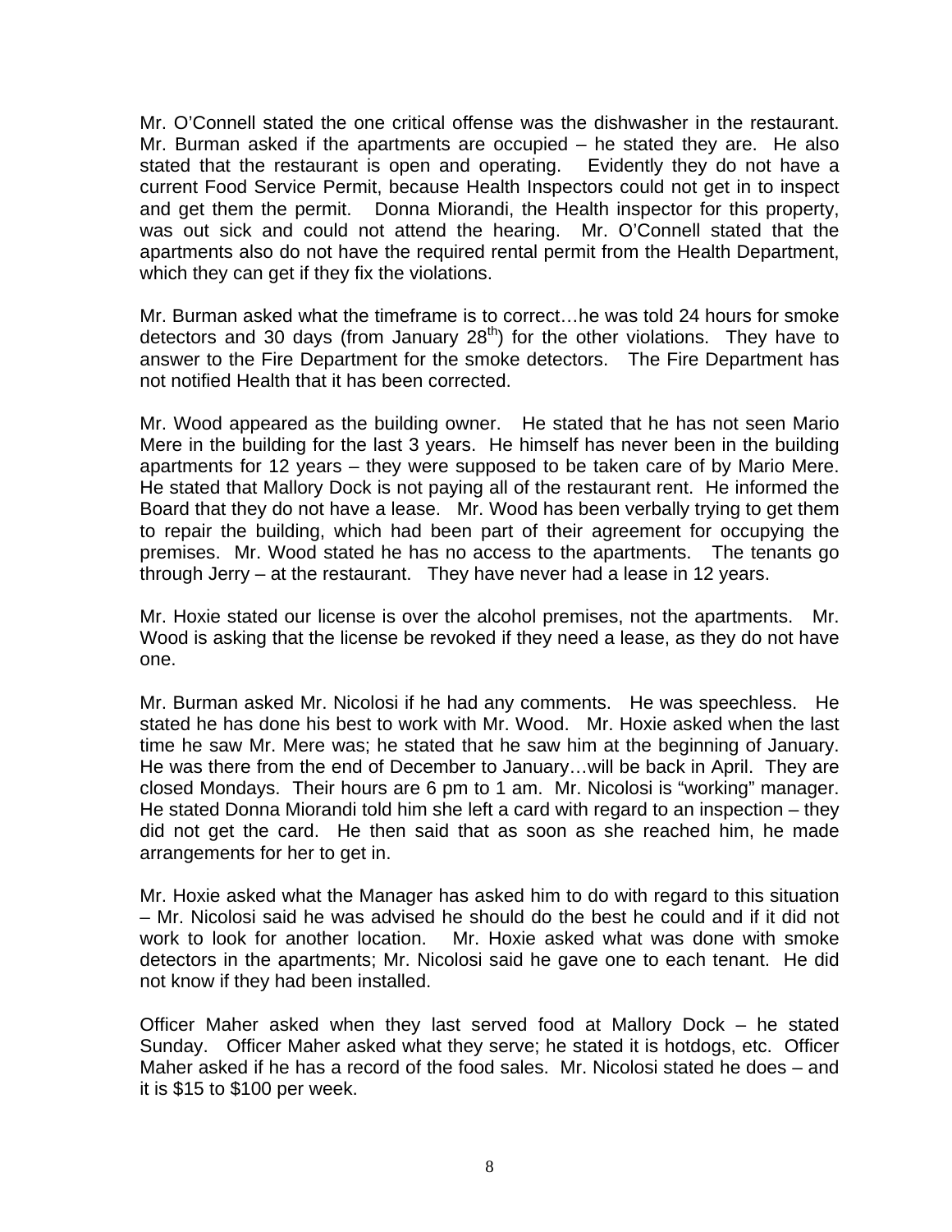Mr. O'Connell stated the one critical offense was the dishwasher in the restaurant. Mr. Burman asked if the apartments are occupied – he stated they are. He also stated that the restaurant is open and operating. Evidently they do not have a current Food Service Permit, because Health Inspectors could not get in to inspect and get them the permit. Donna Miorandi, the Health inspector for this property, was out sick and could not attend the hearing. Mr. O'Connell stated that the apartments also do not have the required rental permit from the Health Department, which they can get if they fix the violations.

Mr. Burman asked what the timeframe is to correct…he was told 24 hours for smoke detectors and 30 days (from January 28th) for the other violations. They have to answer to the Fire Department for the smoke detectors. The Fire Department has not notified Health that it has been corrected.

Mr. Wood appeared as the building owner. He stated that he has not seen Mario Mere in the building for the last 3 years. He himself has never been in the building apartments for 12 years – they were supposed to be taken care of by Mario Mere. He stated that Mallory Dock is not paying all of the restaurant rent. He informed the Board that they do not have a lease. Mr. Wood has been verbally trying to get them to repair the building, which had been part of their agreement for occupying the premises. Mr. Wood stated he has no access to the apartments. The tenants go through Jerry – at the restaurant. They have never had a lease in 12 years.

Mr. Hoxie stated our license is over the alcohol premises, not the apartments. Mr. Wood is asking that the license be revoked if they need a lease, as they do not have one.

Mr. Burman asked Mr. Nicolosi if he had any comments. He was speechless. He stated he has done his best to work with Mr. Wood. Mr. Hoxie asked when the last time he saw Mr. Mere was; he stated that he saw him at the beginning of January. He was there from the end of December to January…will be back in April. They are closed Mondays. Their hours are 6 pm to 1 am. Mr. Nicolosi is "working" manager. He stated Donna Miorandi told him she left a card with regard to an inspection – they did not get the card. He then said that as soon as she reached him, he made arrangements for her to get in.

Mr. Hoxie asked what the Manager has asked him to do with regard to this situation – Mr. Nicolosi said he was advised he should do the best he could and if it did not work to look for another location. Mr. Hoxie asked what was done with smoke detectors in the apartments; Mr. Nicolosi said he gave one to each tenant. He did not know if they had been installed.

Officer Maher asked when they last served food at Mallory Dock – he stated Sunday. Officer Maher asked what they serve; he stated it is hotdogs, etc. Officer Maher asked if he has a record of the food sales. Mr. Nicolosi stated he does – and it is $15 to $100 per week.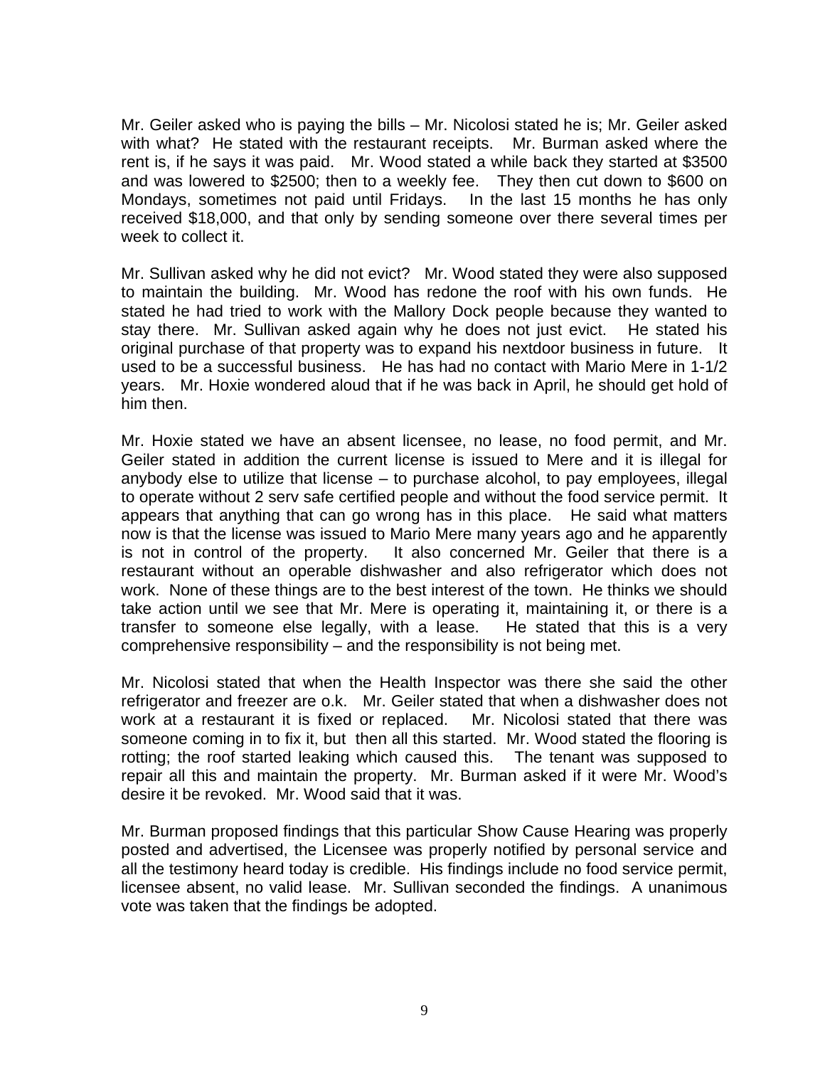Mr. Geiler asked who is paying the bills – Mr. Nicolosi stated he is; Mr. Geiler asked with what? He stated with the restaurant receipts. Mr. Burman asked where the rent is, if he says it was paid. Mr. Wood stated a while back they started at $3500 and was lowered to $2500; then to a weekly fee. They then cut down to $600 on Mondays, sometimes not paid until Fridays. In the last 15 months he has only received $18,000, and that only by sending someone over there several times per week to collect it.

Mr. Sullivan asked why he did not evict? Mr. Wood stated they were also supposed to maintain the building. Mr. Wood has redone the roof with his own funds. He stated he had tried to work with the Mallory Dock people because they wanted to stay there. Mr. Sullivan asked again why he does not just evict. He stated his original purchase of that property was to expand his nextdoor business in future. It used to be a successful business. He has had no contact with Mario Mere in 1-1/2 years. Mr. Hoxie wondered aloud that if he was back in April, he should get hold of him then.

Mr. Hoxie stated we have an absent licensee, no lease, no food permit, and Mr. Geiler stated in addition the current license is issued to Mere and it is illegal for anybody else to utilize that license – to purchase alcohol, to pay employees, illegal to operate without 2 serv safe certified people and without the food service permit. It appears that anything that can go wrong has in this place. He said what matters now is that the license was issued to Mario Mere many years ago and he apparently is not in control of the property. It also concerned Mr. Geiler that there is a restaurant without an operable dishwasher and also refrigerator which does not work. None of these things are to the best interest of the town. He thinks we should take action until we see that Mr. Mere is operating it, maintaining it, or there is a transfer to someone else legally, with a lease. He stated that this is a very comprehensive responsibility – and the responsibility is not being met.

Mr. Nicolosi stated that when the Health Inspector was there she said the other refrigerator and freezer are o.k. Mr. Geiler stated that when a dishwasher does not work at a restaurant it is fixed or replaced. Mr. Nicolosi stated that there was someone coming in to fix it, but then all this started. Mr. Wood stated the flooring is rotting; the roof started leaking which caused this. The tenant was supposed to repair all this and maintain the property. Mr. Burman asked if it were Mr. Wood's desire it be revoked. Mr. Wood said that it was.

Mr. Burman proposed findings that this particular Show Cause Hearing was properly posted and advertised, the Licensee was properly notified by personal service and all the testimony heard today is credible. His findings include no food service permit, licensee absent, no valid lease. Mr. Sullivan seconded the findings. A unanimous vote was taken that the findings be adopted.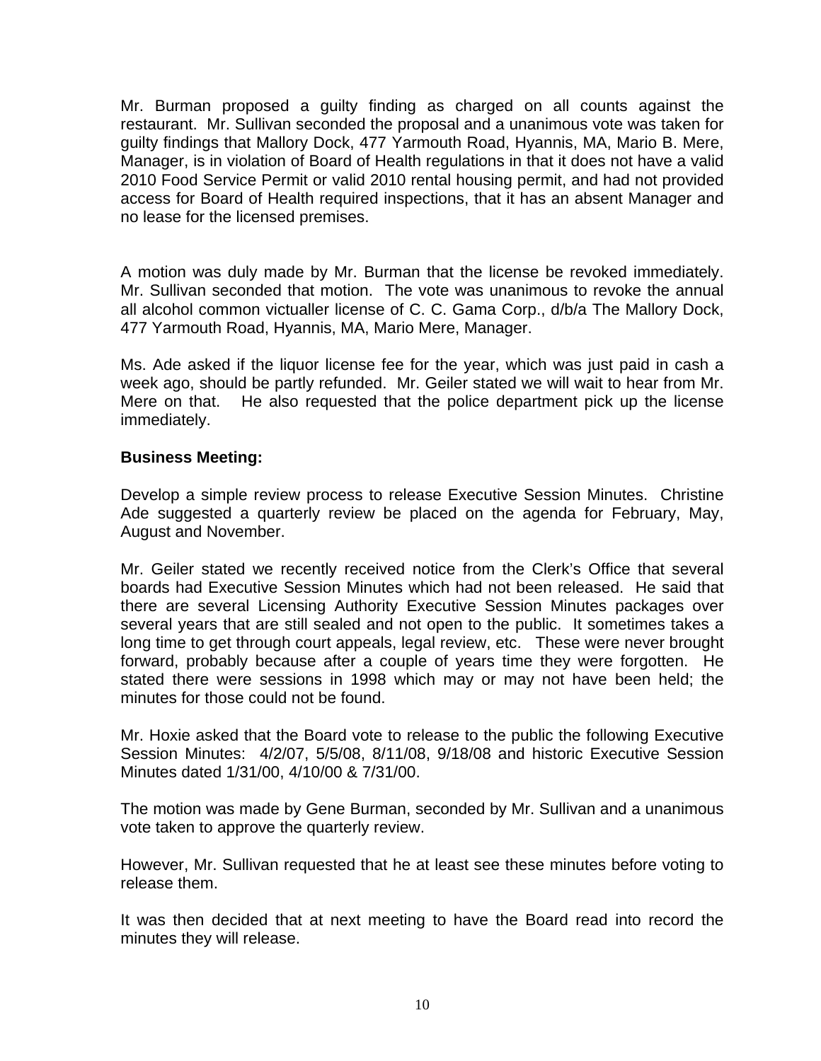Mr. Burman proposed a guilty finding as charged on all counts against the restaurant. Mr. Sullivan seconded the proposal and a unanimous vote was taken for guilty findings that Mallory Dock, 477 Yarmouth Road, Hyannis, MA, Mario B. Mere, Manager, is in violation of Board of Health regulations in that it does not have a valid 2010 Food Service Permit or valid 2010 rental housing permit, and had not provided access for Board of Health required inspections, that it has an absent Manager and no lease for the licensed premises.

A motion was duly made by Mr. Burman that the license be revoked immediately. Mr. Sullivan seconded that motion. The vote was unanimous to revoke the annual all alcohol common victualler license of C. C. Gama Corp., d/b/a The Mallory Dock, 477 Yarmouth Road, Hyannis, MA, Mario Mere, Manager.

Ms. Ade asked if the liquor license fee for the year, which was just paid in cash a week ago, should be partly refunded. Mr. Geiler stated we will wait to hear from Mr. Mere on that. He also requested that the police department pick up the license immediately.

**Business Meeting:**

Develop a simple review process to release Executive Session Minutes. Christine Ade suggested a quarterly review be placed on the agenda for February, May, August and November.

Mr. Geiler stated we recently received notice from the Clerk's Office that several boards had Executive Session Minutes which had not been released. He said that there are several Licensing Authority Executive Session Minutes packages over several years that are still sealed and not open to the public. It sometimes takes a long time to get through court appeals, legal review, etc. These were never brought forward, probably because after a couple of years time they were forgotten. He stated there were sessions in 1998 which may or may not have been held; the minutes for those could not be found.

Mr. Hoxie asked that the Board vote to release to the public the following Executive Session Minutes: 4/2/07, 5/5/08, 8/11/08, 9/18/08 and historic Executive Session Minutes dated 1/31/00, 4/10/00 & 7/31/00.

The motion was made by Gene Burman, seconded by Mr. Sullivan and a unanimous vote taken to approve the quarterly review.

However, Mr. Sullivan requested that he at least see these minutes before voting to release them.

It was then decided that at next meeting to have the Board read into record the minutes they will release.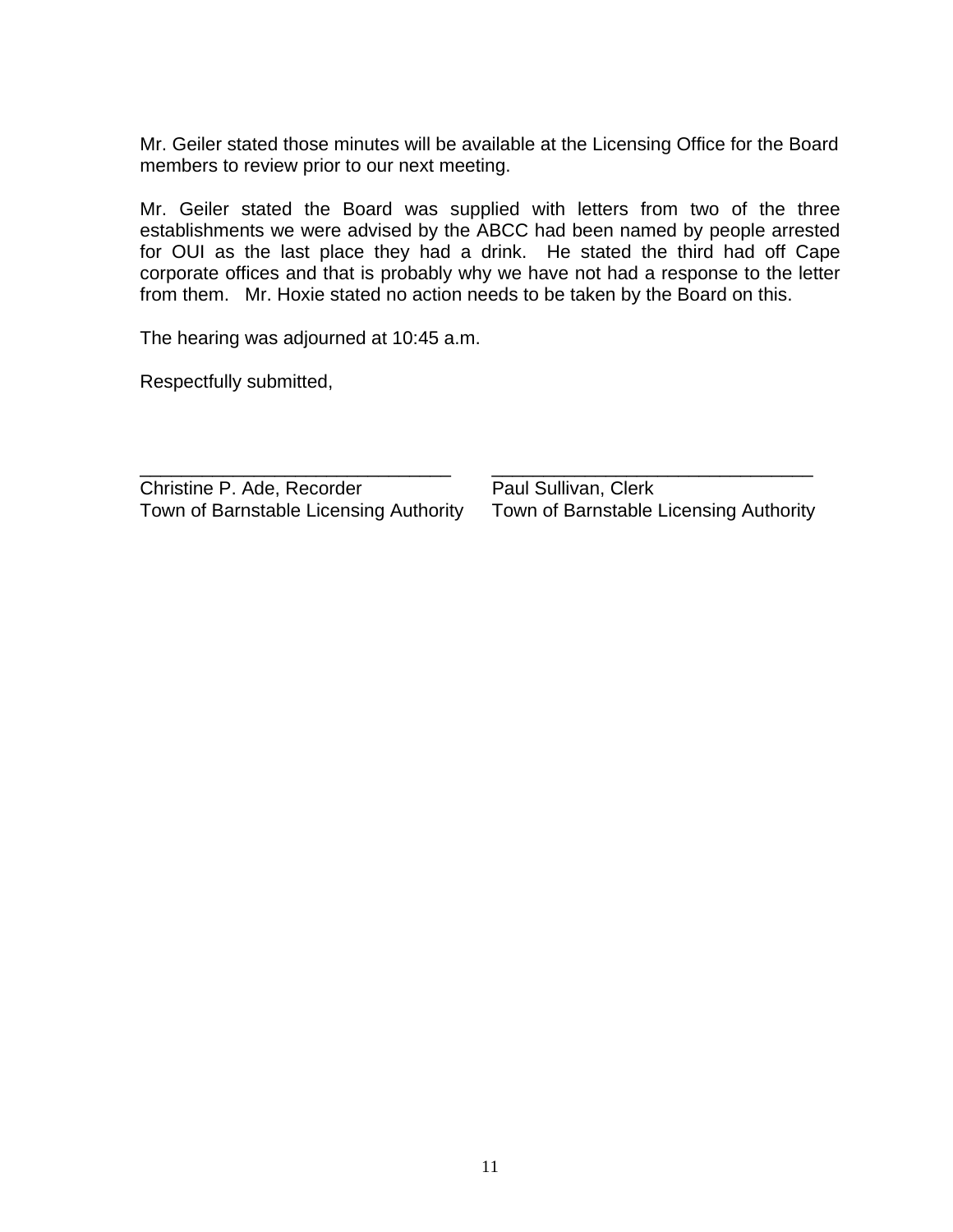Mr. Geiler stated those minutes will be available at the Licensing Office for the Board members to review prior to our next meeting.

Mr. Geiler stated the Board was supplied with letters from two of the three establishments we were advised by the ABCC had been named by people arrested for OUI as the last place they had a drink. He stated the third had off Cape corporate offices and that is probably why we have not had a response to the letter from them. Mr. Hoxie stated no action needs to be taken by the Board on this.

The hearing was adjourned at 10:45 a.m.

Respectfully submitted,

| | |
|---|---|
| _______________________________ | ________________________________ |
| Christine P. Ade, Recorder | Paul Sullivan, Clerk |
| Town of Barnstable Licensing Authority | Town of Barnstable Licensing Authority |